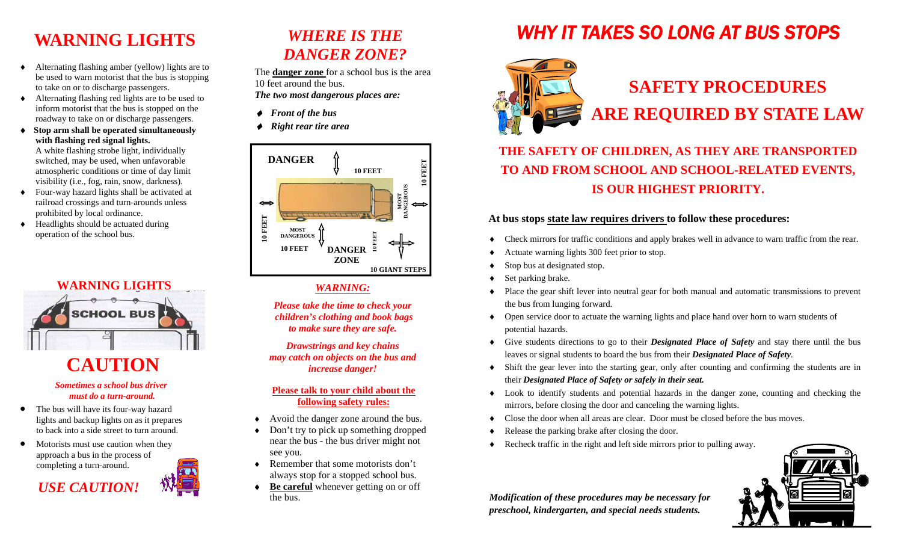# WARNING LIGHTS

- Alternating flashing amber (yellow) lights are to be used to warn motorist that the bus is stopping to take on or to discharge passengers.
- Alternating flashing red lights are to be used to inform motorist that the bus is stopped on the roadway to take on or discharge passengers.
- **Stop arm shall be operated simultaneously with flashing red signal lights.**
  A white flashing strobe light, individually switched, may be used, when unfavorable atmospheric conditions or time of day limit visibility (i.e., fog, rain, snow, darkness).
- Four-way hazard lights shall be activated at railroad crossings and turn-arounds unless prohibited by local ordinance.
- Headlights should be actuated during operation of the school bus.

## WARNING LIGHTS

SCHOOL BUS

# CAUTION

***Sometimes a school bus driver must do a turn-around.***

- The bus will have its four-way hazard lights and backup lights on as it prepares to back into a side street to turn around.
- Motorists must use caution when they approach a bus in the process of completing a turn-around.

***USE CAUTION!***

# *WHERE IS THE DANGER ZONE?*

The **danger zone** for a school bus is the area 10 feet around the bus.
***The two most dangerous places are:***

- ***Front of the bus***
- ***Right rear tire area***

DANGER — 10 FEET — 10 FEET — MOST DANGEROUS — 10 FEET — MOST DANGEROUS — 10 FEET — DANGER ZONE — 10 FEET — 10 GIANT STEPS

## *WARNING:*

***Please take the time to check your children's clothing and book bags to make sure they are safe.***

***Drawstrings and key chains may catch on objects on the bus and increase danger!***

**Please talk to your child about the following safety rules:**

- Avoid the danger zone around the bus.
- Don't try to pick up something dropped near the bus - the bus driver might not see you.
- Remember that some motorists don't always stop for a school bus.
- **Be careful** whenever getting on or off the bus.

# *WHY IT TAKES SO LONG AT BUS STOPS*

## SAFETY PROCEDURES ARE REQUIRED BY STATE LAW

**THE SAFETY OF CHILDREN, AS THEY ARE TRANSPORTED TO AND FROM SCHOOL AND SCHOOL-RELATED EVENTS, IS OUR HIGHEST PRIORITY.**

**At bus stops state law requires drivers to follow these procedures:**

- Check mirrors for traffic conditions and apply brakes well in advance to warn traffic from the rear.
- Actuate warning lights 300 feet prior to stop.
- Stop bus at designated stop.
- Set parking brake.
- Place the gear shift lever into neutral gear for both manual and automatic transmissions to prevent the bus from lunging forward.
- Open service door to actuate the warning lights and place hand over horn to warn students of potential hazards.
- Give students directions to go to their ***Designated Place of Safety*** and stay there until the bus leaves or signal students to board the bus from their ***Designated Place of Safety***.
- Shift the gear lever into the starting gear, only after counting and confirming the students are in their ***Designated Place of Safety or safely in their seat.***
- Look to identify students and potential hazards in the danger zone, counting and checking the mirrors, before closing the door and canceling the warning lights.
- Close the door when all areas are clear. Door must be closed before the bus moves.
- Release the parking brake after closing the door.
- Recheck traffic in the right and left side mirrors prior to pulling away.

***Modification of these procedures may be necessary for preschool, kindergarten, and special needs students.***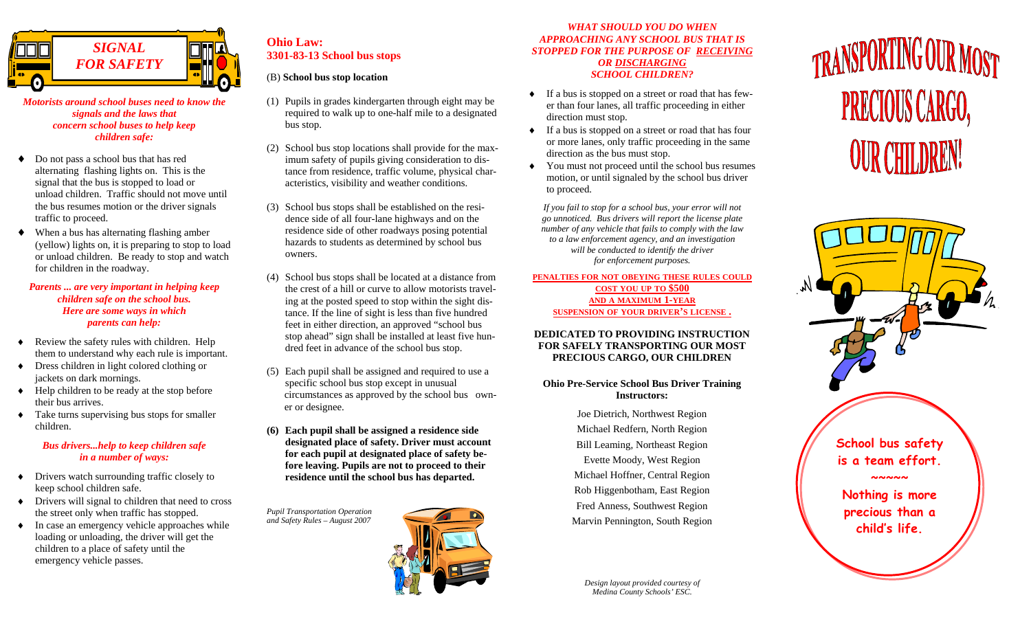## SIGNAL FOR SAFETY

***Motorists around school buses need to know the signals and the laws that concern school buses to help keep children safe:***

- Do not pass a school bus that has red alternating flashing lights on. This is the signal that the bus is stopped to load or unload children. Traffic should not move until the bus resumes motion or the driver signals traffic to proceed.
- When a bus has alternating flashing amber (yellow) lights on, it is preparing to stop to load or unload children. Be ready to stop and watch for children in the roadway.

***Parents ... are very important in helping keep children safe on the school bus. Here are some ways in which parents can help:***

- Review the safety rules with children. Help them to understand why each rule is important.
- Dress children in light colored clothing or jackets on dark mornings.
- Help children to be ready at the stop before their bus arrives.
- Take turns supervising bus stops for smaller children.

***Bus drivers...help to keep children safe in a number of ways:***

- Drivers watch surrounding traffic closely to keep school children safe.
- Drivers will signal to children that need to cross the street only when traffic has stopped.
- In case an emergency vehicle approaches while loading or unloading, the driver will get the children to a place of safety until the emergency vehicle passes.

## Ohio Law: 3301-83-13 School bus stops

(B) **School bus stop location**

(1) Pupils in grades kindergarten through eight may be required to walk up to one-half mile to a designated bus stop.

(2) School bus stop locations shall provide for the maximum safety of pupils giving consideration to distance from residence, traffic volume, physical characteristics, visibility and weather conditions.

(3) School bus stops shall be established on the residence side of all four-lane highways and on the residence side of other roadways posing potential hazards to students as determined by school bus owners.

(4) School bus stops shall be located at a distance from the crest of a hill or curve to allow motorists traveling at the posted speed to stop within the sight distance. If the line of sight is less than five hundred feet in either direction, an approved "school bus stop ahead" sign shall be installed at least five hundred feet in advance of the school bus stop.

(5) Each pupil shall be assigned and required to use a specific school bus stop except in unusual circumstances as approved by the school bus owner or designee.

**(6) Each pupil shall be assigned a residence side designated place of safety. Driver must account for each pupil at designated place of safety before leaving. Pupils are not to proceed to their residence until the school bus has departed.**

*Pupil Transportation Operation and Safety Rules – August 2007*

### *WHAT SHOULD YOU DO WHEN APPROACHING ANY SCHOOL BUS THAT IS STOPPED FOR THE PURPOSE OF RECEIVING OR DISCHARGING SCHOOL CHILDREN?*

- If a bus is stopped on a street or road that has fewer than four lanes, all traffic proceeding in either direction must stop.
- If a bus is stopped on a street or road that has four or more lanes, only traffic proceeding in the same direction as the bus must stop.
- You must not proceed until the school bus resumes motion, or until signaled by the school bus driver to proceed.

*If you fail to stop for a school bus, your error will not go unnoticed. Bus drivers will report the license plate number of any vehicle that fails to comply with the law to a law enforcement agency, and an investigation will be conducted to identify the driver for enforcement purposes.*

**PENALTIES FOR NOT OBEYING THESE RULES COULD COST YOU UP TO $500 AND A MAXIMUM 1-YEAR SUSPENSION OF YOUR DRIVER'S LICENSE .**

**DEDICATED TO PROVIDING INSTRUCTION FOR SAFELY TRANSPORTING OUR MOST PRECIOUS CARGO, OUR CHILDREN**

**Ohio Pre-Service School Bus Driver Training Instructors:**

Joe Dietrich, Northwest Region
Michael Redfern, North Region
Bill Leaming, Northeast Region
Evette Moody, West Region
Michael Hoffner, Central Region
Rob Higgenbotham, East Region
Fred Anness, Southwest Region
Marvin Pennington, South Region

*Design layout provided courtesy of Medina County Schools' ESC.*

# TRANSPORTING OUR MOST PRECIOUS CARGO, OUR CHILDREN!

**School bus safety is a team effort.**

~~~~~

**Nothing is more precious than a child's life.**